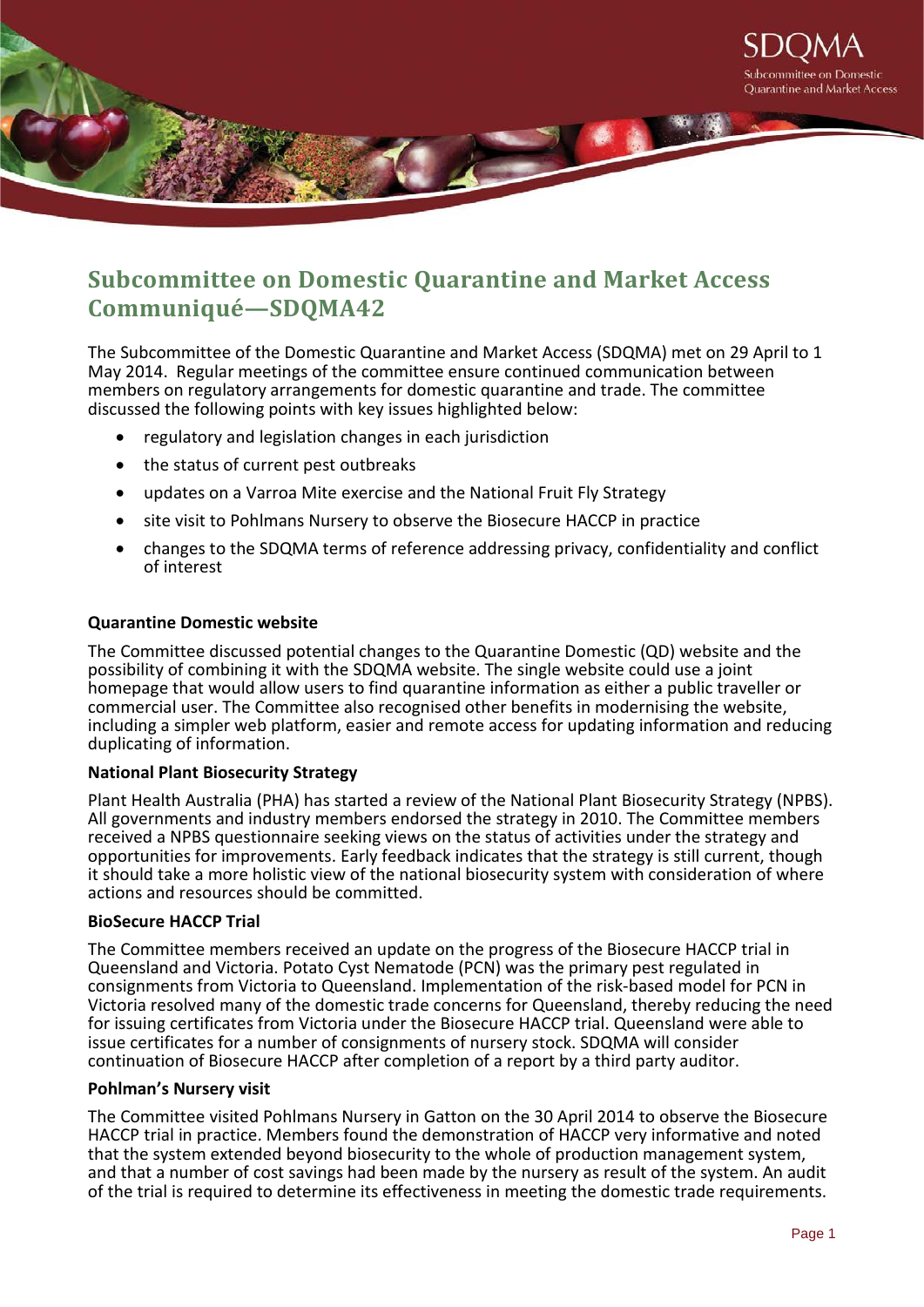# Subcommittee on Domestic Quarantine and Market Access Communiqué—SDQMA42

The Subcommittee of the Domestic Quarantine and Market Access (SDQMA) met on 29 April to 1 May 2014. Regular meetings of the committee ensure continued communication between members on regulatory arrangements for domestic quarantine and trade. The committee discussed the following points with key issues highlighted below:

- regulatory and legislation changes in each jurisdiction
- the status of current pest outbreaks
- updates on a Varroa Mite exercise and the National Fruit Fly Strategy
- site visit to Pohlmans Nursery to observe the Biosecure HACCP in practice
- changes to the SDQMA terms of reference addressing privacy, confidentiality and conflict of interest

### Quarantine Domestic website

The Committee discussed potential changes to the Quarantine Domestic (QD) website and the possibility of combining it with the SDQMA website. The single website could use a joint homepage that would allow users to find quarantine information as either a public traveller or commercial user. The Committee also recognised other benefits in modernising the website, including a simpler web platform, easier and remote access for updating information and reducing duplicating of information.

### National Plant Biosecurity Strategy

Plant Health Australia (PHA) has started a review of the National Plant Biosecurity Strategy (NPBS). All governments and industry members endorsed the strategy in 2010. The Committee members received a NPBS questionnaire seeking views on the status of activities under the strategy and opportunities for improvements. Early feedback indicates that the strategy is still current, though it should take a more holistic view of the national biosecurity system with consideration of where actions and resources should be committed.

### BioSecure HACCP Trial

The Committee members received an update on the progress of the Biosecure HACCP trial in Queensland and Victoria. Potato Cyst Nematode (PCN) was the primary pest regulated in consignments from Victoria to Queensland. Implementation of the risk-based model for PCN in Victoria resolved many of the domestic trade concerns for Queensland, thereby reducing the need for issuing certificates from Victoria under the Biosecure HACCP trial. Queensland were able to issue certificates for a number of consignments of nursery stock. SDQMA will consider continuation of Biosecure HACCP after completion of a report by a third party auditor.

### Pohlman's Nursery visit

The Committee visited Pohlmans Nursery in Gatton on the 30 April 2014 to observe the Biosecure HACCP trial in practice. Members found the demonstration of HACCP very informative and noted that the system extended beyond biosecurity to the whole of production management system, and that a number of cost savings had been made by the nursery as result of the system. An audit of the trial is required to determine its effectiveness in meeting the domestic trade requirements.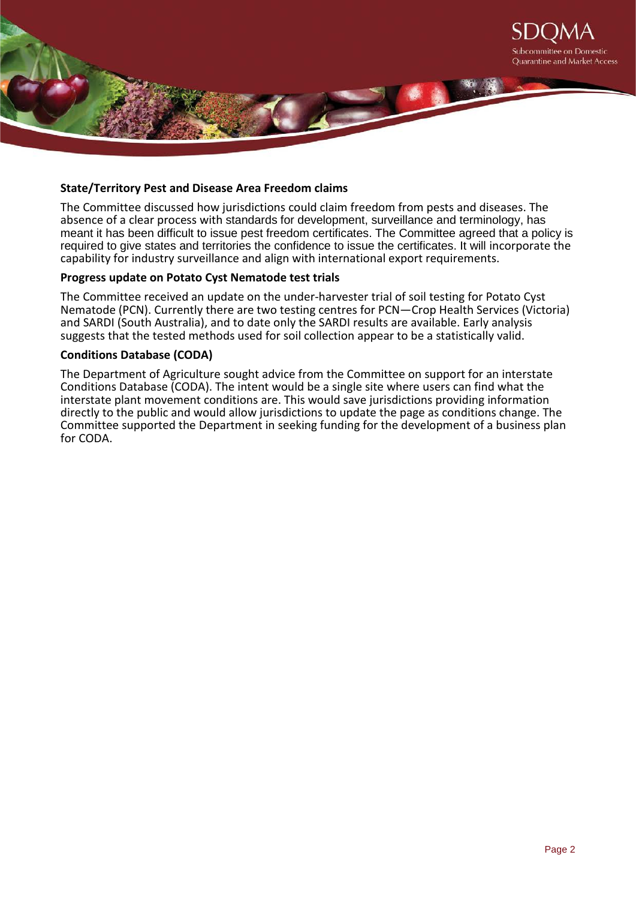**State/Territory Pest and Disease Area Freedom claims**

The Committee discussed how jurisdictions could claim freedom from pests and diseases. The absence of a clear process with standards for development, surveillance and terminology, has meant it has been difficult to issue pest freedom certificates. The Committee agreed that a policy is required to give states and territories the confidence to issue the certificates. It will incorporate the capability for industry surveillance and align with international export requirements.

**Progress update on Potato Cyst Nematode test trials**

The Committee received an update on the under-harvester trial of soil testing for Potato Cyst Nematode (PCN). Currently there are two testing centres for PCN—Crop Health Services (Victoria) and SARDI (South Australia), and to date only the SARDI results are available. Early analysis suggests that the tested methods used for soil collection appear to be a statistically valid.

**Conditions Database (CODA)**

The Department of Agriculture sought advice from the Committee on support for an interstate Conditions Database (CODA). The intent would be a single site where users can find what the interstate plant movement conditions are. This would save jurisdictions providing information directly to the public and would allow jurisdictions to update the page as conditions change. The Committee supported the Department in seeking funding for the development of a business plan for CODA.